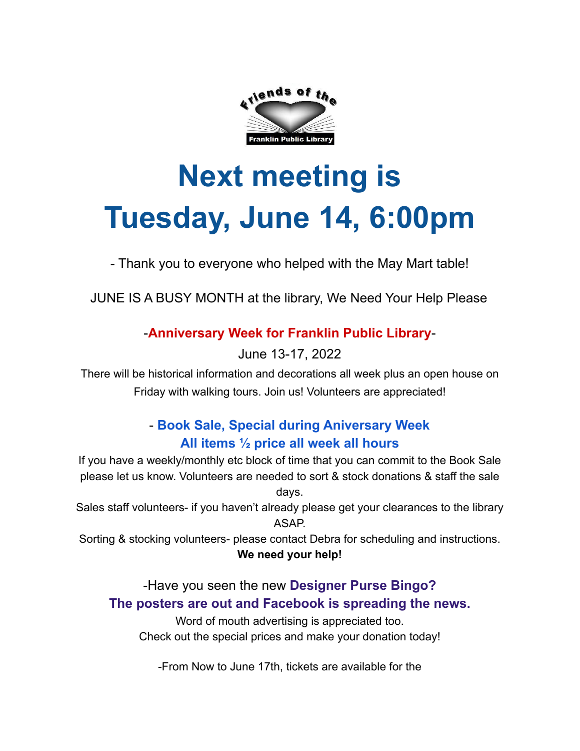Friends of the Franklin Public Library

# Next meeting is Tuesday, June 14, 6:00pm

- Thank you to everyone who helped with the May Mart table!

JUNE IS A BUSY MONTH at the library, We Need Your Help Please

-**Anniversary Week for Franklin Public Library**-

June 13-17, 2022

There will be historical information and decorations all week plus an open house on Friday with walking tours. Join us! Volunteers are appreciated!

- **Book Sale, Special during Aniversary Week**
**All items ½ price all week all hours**

If you have a weekly/monthly etc block of time that you can commit to the Book Sale please let us know. Volunteers are needed to sort & stock donations & staff the sale days.

Sales staff volunteers- if you haven't already please get your clearances to the library ASAP.

Sorting & stocking volunteers- please contact Debra for scheduling and instructions.

**We need your help!**

-Have you seen the new **Designer Purse Bingo?**
**The posters are out and Facebook is spreading the news.**

Word of mouth advertising is appreciated too.

Check out the special prices and make your donation today!

-From Now to June 17th, tickets are available for the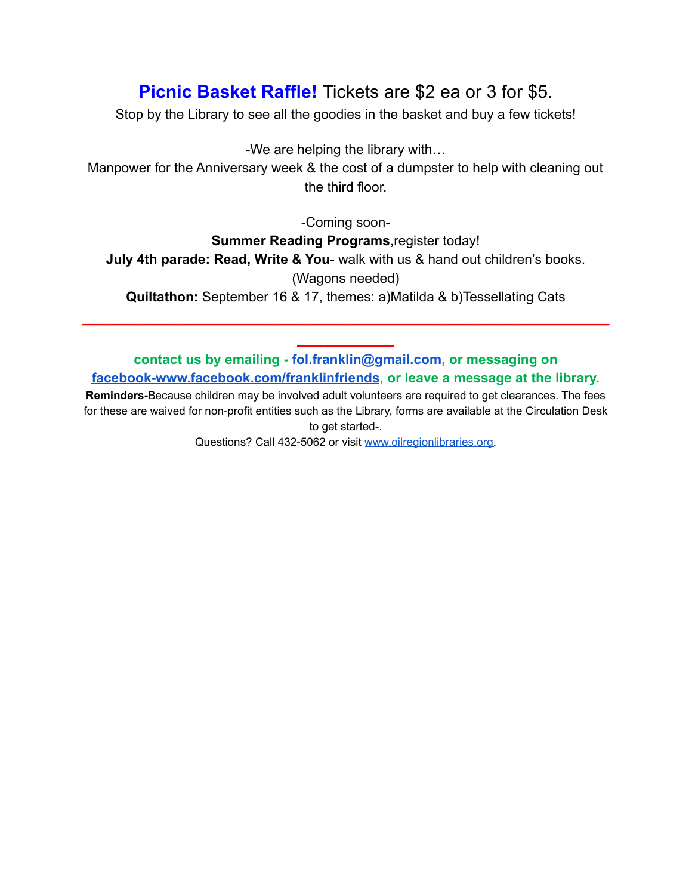**Picnic Basket Raffle!** Tickets are $2 ea or 3 for $5.

Stop by the Library to see all the goodies in the basket and buy a few tickets!

-We are helping the library with…

Manpower for the Anniversary week & the cost of a dumpster to help with cleaning out the third floor.

-Coming soon-

**Summer Reading Programs**,register today!

**July 4th parade: Read, Write & You**- walk with us & hand out children's books. (Wagons needed)

**Quiltathon:** September 16 & 17, themes: a)Matilda & b)Tessellating Cats

---

**contact us by emailing - fol.franklin@gmail.com, or messaging on facebook-www.facebook.com/franklinfriends, or leave a message at the library.**

**Reminders-**Because children may be involved adult volunteers are required to get clearances. The fees for these are waived for non-profit entities such as the Library, forms are available at the Circulation Desk to get started-.

Questions? Call 432-5062 or visit www.oilregionlibraries.org.